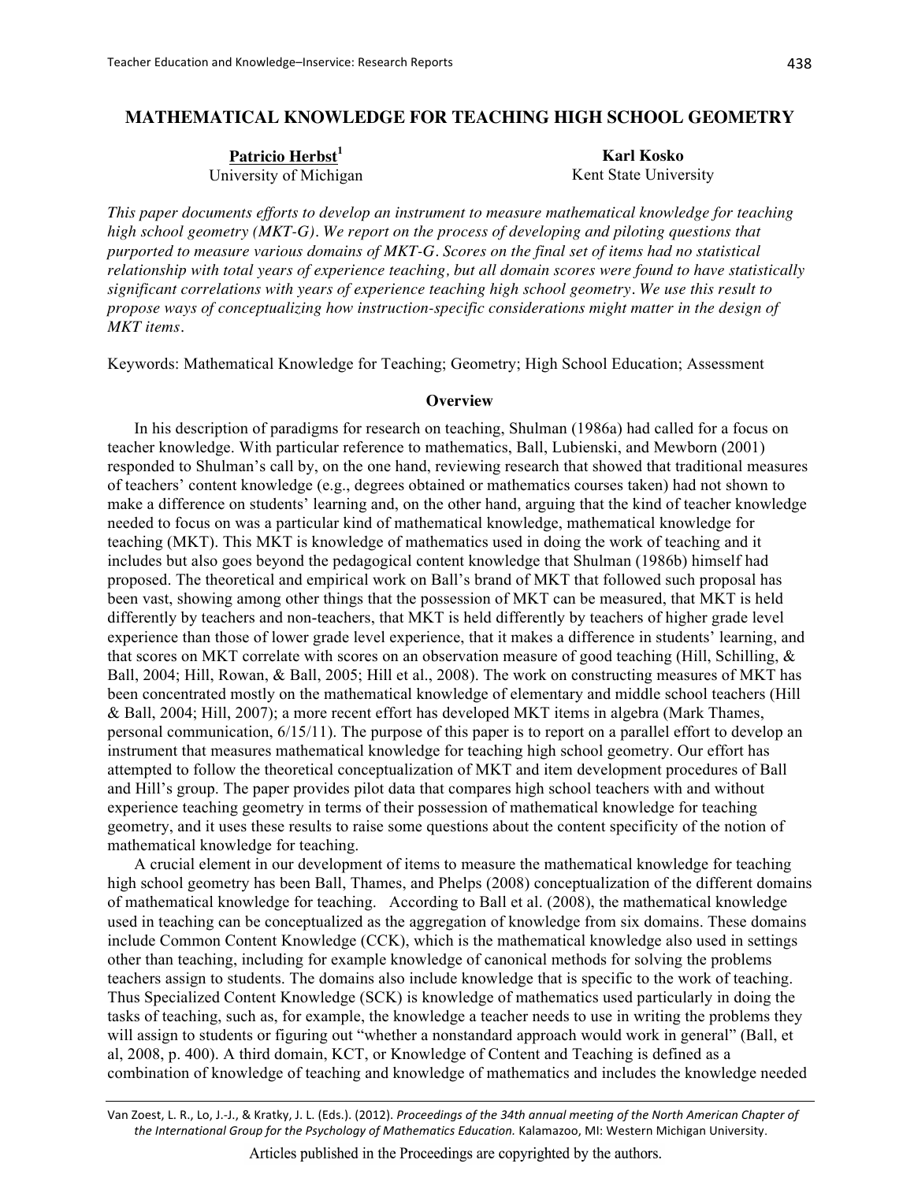# MATHEMATICAL KNOWLEDGE FOR TEACHING HIGH SCHOOL GEOMETRY

**Patricio Herbst**[1]
University of Michigan

**Karl Kosko**
Kent State University

*This paper documents efforts to develop an instrument to measure mathematical knowledge for teaching high school geometry (MKT-G). We report on the process of developing and piloting questions that purported to measure various domains of MKT-G. Scores on the final set of items had no statistical relationship with total years of experience teaching, but all domain scores were found to have statistically significant correlations with years of experience teaching high school geometry. We use this result to propose ways of conceptualizing how instruction-specific considerations might matter in the design of MKT items.*

Keywords: Mathematical Knowledge for Teaching; Geometry; High School Education; Assessment

## Overview

In his description of paradigms for research on teaching, Shulman (1986a) had called for a focus on teacher knowledge. With particular reference to mathematics, Ball, Lubienski, and Mewborn (2001) responded to Shulman's call by, on the one hand, reviewing research that showed that traditional measures of teachers' content knowledge (e.g., degrees obtained or mathematics courses taken) had not shown to make a difference on students' learning and, on the other hand, arguing that the kind of teacher knowledge needed to focus on was a particular kind of mathematical knowledge, mathematical knowledge for teaching (MKT). This MKT is knowledge of mathematics used in doing the work of teaching and it includes but also goes beyond the pedagogical content knowledge that Shulman (1986b) himself had proposed. The theoretical and empirical work on Ball's brand of MKT that followed such proposal has been vast, showing among other things that the possession of MKT can be measured, that MKT is held differently by teachers and non-teachers, that MKT is held differently by teachers of higher grade level experience than those of lower grade level experience, that it makes a difference in students' learning, and that scores on MKT correlate with scores on an observation measure of good teaching (Hill, Schilling, & Ball, 2004; Hill, Rowan, & Ball, 2005; Hill et al., 2008). The work on constructing measures of MKT has been concentrated mostly on the mathematical knowledge of elementary and middle school teachers (Hill & Ball, 2004; Hill, 2007); a more recent effort has developed MKT items in algebra (Mark Thames, personal communication, 6/15/11). The purpose of this paper is to report on a parallel effort to develop an instrument that measures mathematical knowledge for teaching high school geometry. Our effort has attempted to follow the theoretical conceptualization of MKT and item development procedures of Ball and Hill's group. The paper provides pilot data that compares high school teachers with and without experience teaching geometry in terms of their possession of mathematical knowledge for teaching geometry, and it uses these results to raise some questions about the content specificity of the notion of mathematical knowledge for teaching.

A crucial element in our development of items to measure the mathematical knowledge for teaching high school geometry has been Ball, Thames, and Phelps (2008) conceptualization of the different domains of mathematical knowledge for teaching. According to Ball et al. (2008), the mathematical knowledge used in teaching can be conceptualized as the aggregation of knowledge from six domains. These domains include Common Content Knowledge (CCK), which is the mathematical knowledge also used in settings other than teaching, including for example knowledge of canonical methods for solving the problems teachers assign to students. The domains also include knowledge that is specific to the work of teaching. Thus Specialized Content Knowledge (SCK) is knowledge of mathematics used particularly in doing the tasks of teaching, such as, for example, the knowledge a teacher needs to use in writing the problems they will assign to students or figuring out "whether a nonstandard approach would work in general" (Ball, et al, 2008, p. 400). A third domain, KCT, or Knowledge of Content and Teaching is defined as a combination of knowledge of teaching and knowledge of mathematics and includes the knowledge needed

Van Zoest, L. R., Lo, J.-J., & Kratky, J. L. (Eds.). (2012). *Proceedings of the 34th annual meeting of the North American Chapter of the International Group for the Psychology of Mathematics Education.* Kalamazoo, MI: Western Michigan University.

Articles published in the Proceedings are copyrighted by the authors.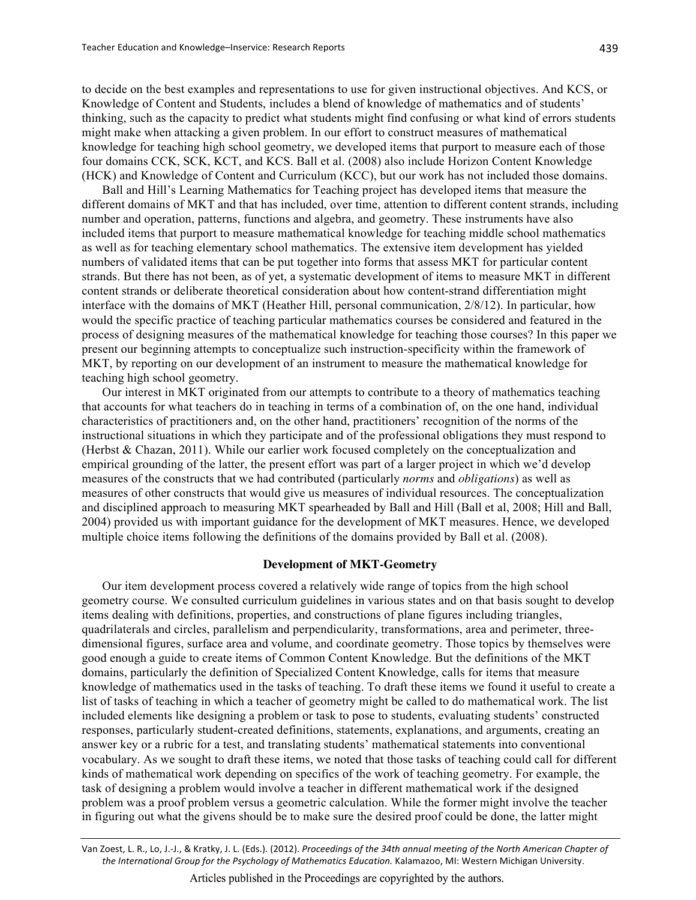to decide on the best examples and representations to use for given instructional objectives. And KCS, or Knowledge of Content and Students, includes a blend of knowledge of mathematics and of students' thinking, such as the capacity to predict what students might find confusing or what kind of errors students might make when attacking a given problem. In our effort to construct measures of mathematical knowledge for teaching high school geometry, we developed items that purport to measure each of those four domains CCK, SCK, KCT, and KCS. Ball et al. (2008) also include Horizon Content Knowledge (HCK) and Knowledge of Content and Curriculum (KCC), but our work has not included those domains.

Ball and Hill's Learning Mathematics for Teaching project has developed items that measure the different domains of MKT and that has included, over time, attention to different content strands, including number and operation, patterns, functions and algebra, and geometry. These instruments have also included items that purport to measure mathematical knowledge for teaching middle school mathematics as well as for teaching elementary school mathematics. The extensive item development has yielded numbers of validated items that can be put together into forms that assess MKT for particular content strands. But there has not been, as of yet, a systematic development of items to measure MKT in different content strands or deliberate theoretical consideration about how content-strand differentiation might interface with the domains of MKT (Heather Hill, personal communication, 2/8/12). In particular, how would the specific practice of teaching particular mathematics courses be considered and featured in the process of designing measures of the mathematical knowledge for teaching those courses? In this paper we present our beginning attempts to conceptualize such instruction-specificity within the framework of MKT, by reporting on our development of an instrument to measure the mathematical knowledge for teaching high school geometry.

Our interest in MKT originated from our attempts to contribute to a theory of mathematics teaching that accounts for what teachers do in teaching in terms of a combination of, on the one hand, individual characteristics of practitioners and, on the other hand, practitioners' recognition of the norms of the instructional situations in which they participate and of the professional obligations they must respond to (Herbst & Chazan, 2011). While our earlier work focused completely on the conceptualization and empirical grounding of the latter, the present effort was part of a larger project in which we'd develop measures of the constructs that we had contributed (particularly *norms* and *obligations*) as well as measures of other constructs that would give us measures of individual resources. The conceptualization and disciplined approach to measuring MKT spearheaded by Ball and Hill (Ball et al, 2008; Hill and Ball, 2004) provided us with important guidance for the development of MKT measures. Hence, we developed multiple choice items following the definitions of the domains provided by Ball et al. (2008).

## Development of MKT-Geometry

Our item development process covered a relatively wide range of topics from the high school geometry course. We consulted curriculum guidelines in various states and on that basis sought to develop items dealing with definitions, properties, and constructions of plane figures including triangles, quadrilaterals and circles, parallelism and perpendicularity, transformations, area and perimeter, three-dimensional figures, surface area and volume, and coordinate geometry. Those topics by themselves were good enough a guide to create items of Common Content Knowledge. But the definitions of the MKT domains, particularly the definition of Specialized Content Knowledge, calls for items that measure knowledge of mathematics used in the tasks of teaching. To draft these items we found it useful to create a list of tasks of teaching in which a teacher of geometry might be called to do mathematical work. The list included elements like designing a problem or task to pose to students, evaluating students' constructed responses, particularly student-created definitions, statements, explanations, and arguments, creating an answer key or a rubric for a test, and translating students' mathematical statements into conventional vocabulary. As we sought to draft these items, we noted that those tasks of teaching could call for different kinds of mathematical work depending on specifics of the work of teaching geometry. For example, the task of designing a problem would involve a teacher in different mathematical work if the designed problem was a proof problem versus a geometric calculation. While the former might involve the teacher in figuring out what the givens should be to make sure the desired proof could be done, the latter might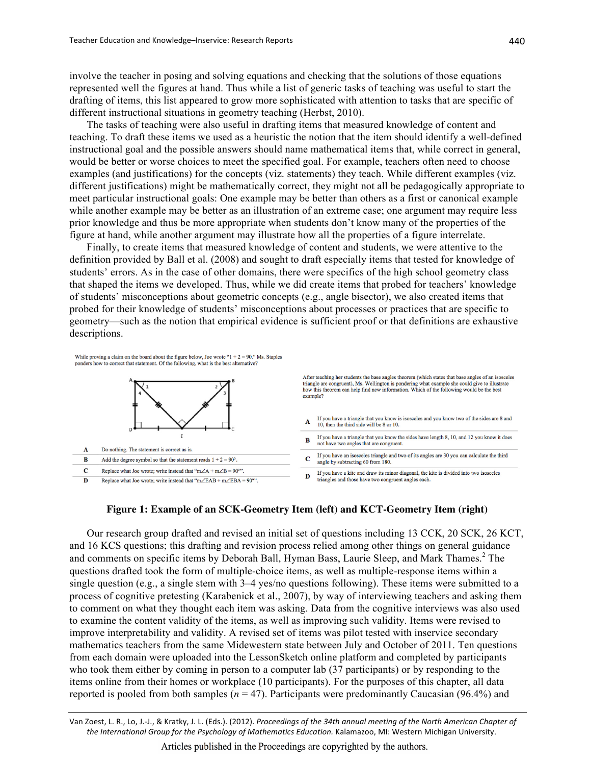involve the teacher in posing and solving equations and checking that the solutions of those equations represented well the figures at hand. Thus while a list of generic tasks of teaching was useful to start the drafting of items, this list appeared to grow more sophisticated with attention to tasks that are specific of different instructional situations in geometry teaching (Herbst, 2010).

The tasks of teaching were also useful in drafting items that measured knowledge of content and teaching. To draft these items we used as a heuristic the notion that the item should identify a well-defined instructional goal and the possible answers should name mathematical items that, while correct in general, would be better or worse choices to meet the specified goal. For example, teachers often need to choose examples (and justifications) for the concepts (viz. statements) they teach. While different examples (viz. different justifications) might be mathematically correct, they might not all be pedagogically appropriate to meet particular instructional goals: One example may be better than others as a first or canonical example while another example may be better as an illustration of an extreme case; one argument may require less prior knowledge and thus be more appropriate when students don't know many of the properties of the figure at hand, while another argument may illustrate how all the properties of a figure interrelate.

Finally, to create items that measured knowledge of content and students, we were attentive to the definition provided by Ball et al. (2008) and sought to draft especially items that tested for knowledge of students' errors. As in the case of other domains, there were specifics of the high school geometry class that shaped the items we developed. Thus, while we did create items that probed for teachers' knowledge of students' misconceptions about geometric concepts (e.g., angle bisector), we also created items that probed for their knowledge of students' misconceptions about processes or practices that are specific to geometry—such as the notion that empirical evidence is sufficient proof or that definitions are exhaustive descriptions.

While proving a claim on the board about the figure below, Joe wrote "1 + 2 = 90." Ms. Staples ponders how to correct that statement. Of the following, what is the best alternative?

| | |
|---|---|
| A | Do nothing. The statement is correct as is. |
| B | Add the degree symbol so that the statement reads 1 + 2 = 90°. |
| C | Replace what Joe wrote; write instead that "m∠A + m∠B = 90°". |
| D | Replace what Joe wrote; write instead that "m∠EAB + m∠EBA = 90°". |

After teaching her students the base angles theorem (which states that base angles of an isosceles triangle are congruent), Ms. Wellington is pondering what example she could give to illustrate how this theorem can help find new information. Which of the following would be the best example?

| | |
|---|---|
| A | If you have a triangle that you know is isosceles and you know two of the sides are 8 and 10, then the third side will be 8 or 10. |
| B | If you have a triangle that you know the sides have length 8, 10, and 12 you know it does not have two angles that are congruent. |
| C | If you have an isosceles triangle and two of its angles are 30 you can calculate the third angle by subtracting 60 from 180. |
| D | If you have a kite and draw its minor diagonal, the kite is divided into two isosceles triangles and those have two congruent angles each. |

**Figure 1: Example of an SCK-Geometry Item (left) and KCT-Geometry Item (right)**

Our research group drafted and revised an initial set of questions including 13 CCK, 20 SCK, 26 KCT, and 16 KCS questions; this drafting and revision process relied among other things on general guidance and comments on specific items by Deborah Ball, Hyman Bass, Laurie Sleep, and Mark Thames.[2] The questions drafted took the form of multiple-choice items, as well as multiple-response items within a single question (e.g., a single stem with 3–4 yes/no questions following). These items were submitted to a process of cognitive pretesting (Karabenick et al., 2007), by way of interviewing teachers and asking them to comment on what they thought each item was asking. Data from the cognitive interviews was also used to examine the content validity of the items, as well as improving such validity. Items were revised to improve interpretability and validity. A revised set of items was pilot tested with inservice secondary mathematics teachers from the same Midwestern state between July and October of 2011. Ten questions from each domain were uploaded into the LessonSketch online platform and completed by participants who took them either by coming in person to a computer lab (37 participants) or by responding to the items online from their homes or workplace (10 participants). For the purposes of this chapter, all data reported is pooled from both samples ($n = 47$). Participants were predominantly Caucasian (96.4%) and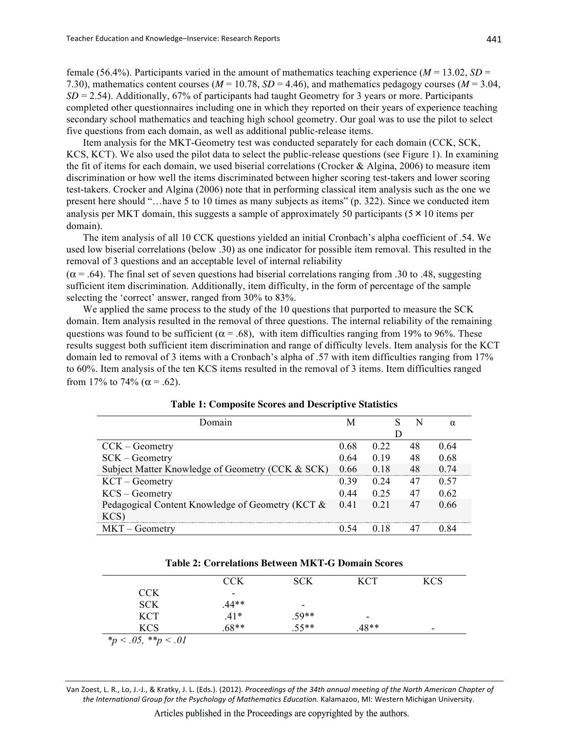female (56.4%). Participants varied in the amount of mathematics teaching experience ($M$ = 13.02, $SD$ = 7.30), mathematics content courses ($M$ = 10.78, $SD$ = 4.46), and mathematics pedagogy courses ($M$ = 3.04, $SD$ = 2.54). Additionally, 67% of participants had taught Geometry for 3 years or more. Participants completed other questionnaires including one in which they reported on their years of experience teaching secondary school mathematics and teaching high school geometry. Our goal was to use the pilot to select five questions from each domain, as well as additional public-release items.

Item analysis for the MKT-Geometry test was conducted separately for each domain (CCK, SCK, KCS, KCT). We also used the pilot data to select the public-release questions (see Figure 1). In examining the fit of items for each domain, we used biserial correlations (Crocker & Algina, 2006) to measure item discrimination or how well the items discriminated between higher scoring test-takers and lower scoring test-takers. Crocker and Algina (2006) note that in performing classical item analysis such as the one we present here should "…have 5 to 10 times as many subjects as items" (p. 322). Since we conducted item analysis per MKT domain, this suggests a sample of approximately 50 participants (5 × 10 items per domain).

The item analysis of all 10 CCK questions yielded an initial Cronbach's alpha coefficient of .54. We used low biserial correlations (below .30) as one indicator for possible item removal. This resulted in the removal of 3 questions and an acceptable level of internal reliability ($\alpha$ = .64). The final set of seven questions had biserial correlations ranging from .30 to .48, suggesting sufficient item discrimination. Additionally, item difficulty, in the form of percentage of the sample selecting the 'correct' answer, ranged from 30% to 83%.

We applied the same process to the study of the 10 questions that purported to measure the SCK domain. Item analysis resulted in the removal of three questions. The internal reliability of the remaining questions was found to be sufficient ($\alpha$ = .68), with item difficulties ranging from 19% to 96%. These results suggest both sufficient item discrimination and range of difficulty levels. Item analysis for the KCT domain led to removal of 3 items with a Cronbach's alpha of .57 with item difficulties ranging from 17% to 60%. Item analysis of the ten KCS items resulted in the removal of 3 items. Item difficulties ranged from 17% to 74% ($\alpha$ = .62).

**Table 1: Composite Scores and Descriptive Statistics**

| Domain | M | SD | N | α |
|---|---|---|---|---|
| CCK – Geometry | 0.68 | 0.22 | 48 | 0.64 |
| SCK – Geometry | 0.64 | 0.19 | 48 | 0.68 |
| Subject Matter Knowledge of Geometry (CCK & SCK) | 0.66 | 0.18 | 48 | 0.74 |
| KCT – Geometry | 0.39 | 0.24 | 47 | 0.57 |
| KCS – Geometry | 0.44 | 0.25 | 47 | 0.62 |
| Pedagogical Content Knowledge of Geometry (KCT & KCS) | 0.41 | 0.21 | 47 | 0.66 |
| MKT – Geometry | 0.54 | 0.18 | 47 | 0.84 |

**Table 2: Correlations Between MKT-G Domain Scores**

| | CCK | SCK | KCT | KCS |
|---|---|---|---|---|
| CCK | - | | | |
| SCK | .44** | - | | |
| KCT | .41* | .59** | - | |
| KCS | .68** | .55** | .48** | - |

*$p < .05$, **$p < .01$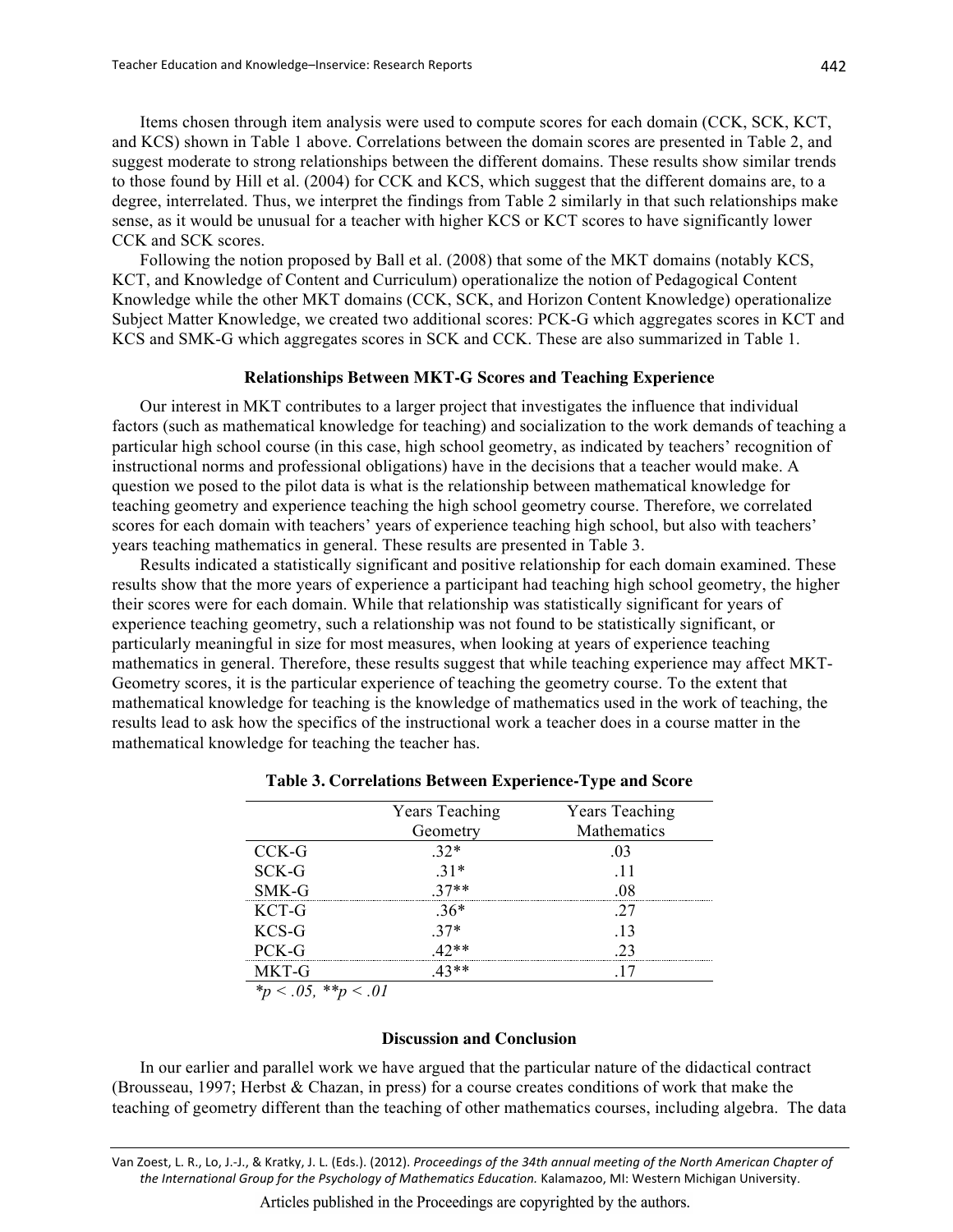Items chosen through item analysis were used to compute scores for each domain (CCK, SCK, KCT, and KCS) shown in Table 1 above. Correlations between the domain scores are presented in Table 2, and suggest moderate to strong relationships between the different domains. These results show similar trends to those found by Hill et al. (2004) for CCK and KCS, which suggest that the different domains are, to a degree, interrelated. Thus, we interpret the findings from Table 2 similarly in that such relationships make sense, as it would be unusual for a teacher with higher KCS or KCT scores to have significantly lower CCK and SCK scores.

Following the notion proposed by Ball et al. (2008) that some of the MKT domains (notably KCS, KCT, and Knowledge of Content and Curriculum) operationalize the notion of Pedagogical Content Knowledge while the other MKT domains (CCK, SCK, and Horizon Content Knowledge) operationalize Subject Matter Knowledge, we created two additional scores: PCK-G which aggregates scores in KCT and KCS and SMK-G which aggregates scores in SCK and CCK. These are also summarized in Table 1.

### Relationships Between MKT-G Scores and Teaching Experience

Our interest in MKT contributes to a larger project that investigates the influence that individual factors (such as mathematical knowledge for teaching) and socialization to the work demands of teaching a particular high school course (in this case, high school geometry, as indicated by teachers' recognition of instructional norms and professional obligations) have in the decisions that a teacher would make. A question we posed to the pilot data is what is the relationship between mathematical knowledge for teaching geometry and experience teaching the high school geometry course. Therefore, we correlated scores for each domain with teachers' years of experience teaching high school, but also with teachers' years teaching mathematics in general. These results are presented in Table 3.

Results indicated a statistically significant and positive relationship for each domain examined. These results show that the more years of experience a participant had teaching high school geometry, the higher their scores were for each domain. While that relationship was statistically significant for years of experience teaching geometry, such a relationship was not found to be statistically significant, or particularly meaningful in size for most measures, when looking at years of experience teaching mathematics in general. Therefore, these results suggest that while teaching experience may affect MKT-Geometry scores, it is the particular experience of teaching the geometry course. To the extent that mathematical knowledge for teaching is the knowledge of mathematics used in the work of teaching, the results lead to ask how the specifics of the instructional work a teacher does in a course matter in the mathematical knowledge for teaching the teacher has.

**Table 3. Correlations Between Experience-Type and Score**

| | Years Teaching Geometry | Years Teaching Mathematics |
|---|---|---|
| CCK-G | .32* | .03 |
| SCK-G | .31* | .11 |
| SMK-G | .37** | .08 |
| KCT-G | .36* | .27 |
| KCS-G | .37* | .13 |
| PCK-G | .42** | .23 |
| MKT-G | .43** | .17 |

*$*p < .05$, $**p < .01$*

### Discussion and Conclusion

In our earlier and parallel work we have argued that the particular nature of the didactical contract (Brousseau, 1997; Herbst & Chazan, in press) for a course creates conditions of work that make the teaching of geometry different than the teaching of other mathematics courses, including algebra. The data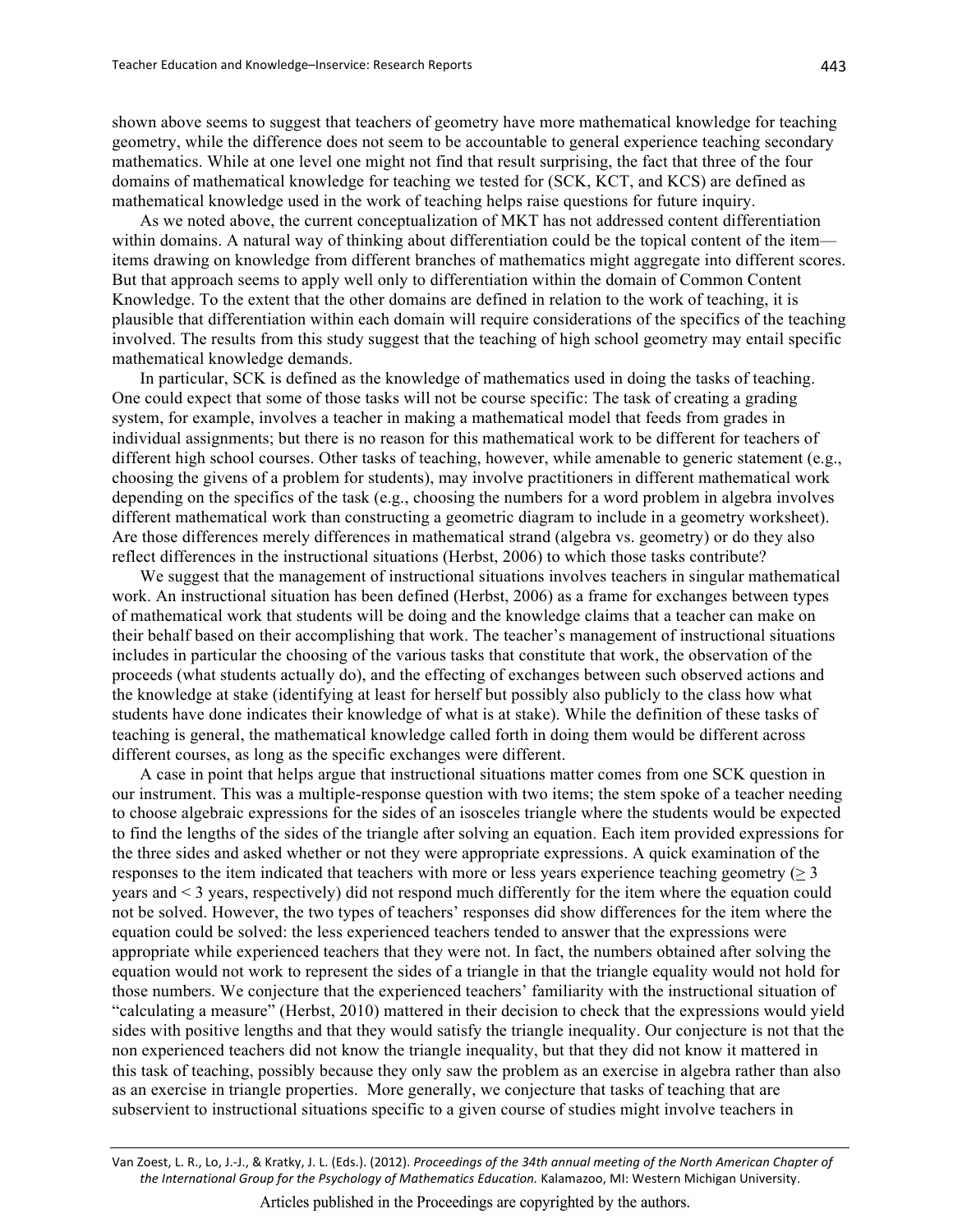shown above seems to suggest that teachers of geometry have more mathematical knowledge for teaching geometry, while the difference does not seem to be accountable to general experience teaching secondary mathematics. While at one level one might not find that result surprising, the fact that three of the four domains of mathematical knowledge for teaching we tested for (SCK, KCT, and KCS) are defined as mathematical knowledge used in the work of teaching helps raise questions for future inquiry.

As we noted above, the current conceptualization of MKT has not addressed content differentiation within domains. A natural way of thinking about differentiation could be the topical content of the item—items drawing on knowledge from different branches of mathematics might aggregate into different scores. But that approach seems to apply well only to differentiation within the domain of Common Content Knowledge. To the extent that the other domains are defined in relation to the work of teaching, it is plausible that differentiation within each domain will require considerations of the specifics of the teaching involved. The results from this study suggest that the teaching of high school geometry may entail specific mathematical knowledge demands.

In particular, SCK is defined as the knowledge of mathematics used in doing the tasks of teaching. One could expect that some of those tasks will not be course specific: The task of creating a grading system, for example, involves a teacher in making a mathematical model that feeds from grades in individual assignments; but there is no reason for this mathematical work to be different for teachers of different high school courses. Other tasks of teaching, however, while amenable to generic statement (e.g., choosing the givens of a problem for students), may involve practitioners in different mathematical work depending on the specifics of the task (e.g., choosing the numbers for a word problem in algebra involves different mathematical work than constructing a geometric diagram to include in a geometry worksheet). Are those differences merely differences in mathematical strand (algebra vs. geometry) or do they also reflect differences in the instructional situations (Herbst, 2006) to which those tasks contribute?

We suggest that the management of instructional situations involves teachers in singular mathematical work. An instructional situation has been defined (Herbst, 2006) as a frame for exchanges between types of mathematical work that students will be doing and the knowledge claims that a teacher can make on their behalf based on their accomplishing that work. The teacher's management of instructional situations includes in particular the choosing of the various tasks that constitute that work, the observation of the proceeds (what students actually do), and the effecting of exchanges between such observed actions and the knowledge at stake (identifying at least for herself but possibly also publicly to the class how what students have done indicates their knowledge of what is at stake). While the definition of these tasks of teaching is general, the mathematical knowledge called forth in doing them would be different across different courses, as long as the specific exchanges were different.

A case in point that helps argue that instructional situations matter comes from one SCK question in our instrument. This was a multiple-response question with two items; the stem spoke of a teacher needing to choose algebraic expressions for the sides of an isosceles triangle where the students would be expected to find the lengths of the sides of the triangle after solving an equation. Each item provided expressions for the three sides and asked whether or not they were appropriate expressions. A quick examination of the responses to the item indicated that teachers with more or less years experience teaching geometry ($\geq 3$ years and $< 3$ years, respectively) did not respond much differently for the item where the equation could not be solved. However, the two types of teachers' responses did show differences for the item where the equation could be solved: the less experienced teachers tended to answer that the expressions were appropriate while experienced teachers that they were not. In fact, the numbers obtained after solving the equation would not work to represent the sides of a triangle in that the triangle equality would not hold for those numbers. We conjecture that the experienced teachers' familiarity with the instructional situation of "calculating a measure" (Herbst, 2010) mattered in their decision to check that the expressions would yield sides with positive lengths and that they would satisfy the triangle inequality. Our conjecture is not that the non experienced teachers did not know the triangle inequality, but that they did not know it mattered in this task of teaching, possibly because they only saw the problem as an exercise in algebra rather than also as an exercise in triangle properties. More generally, we conjecture that tasks of teaching that are subservient to instructional situations specific to a given course of studies might involve teachers in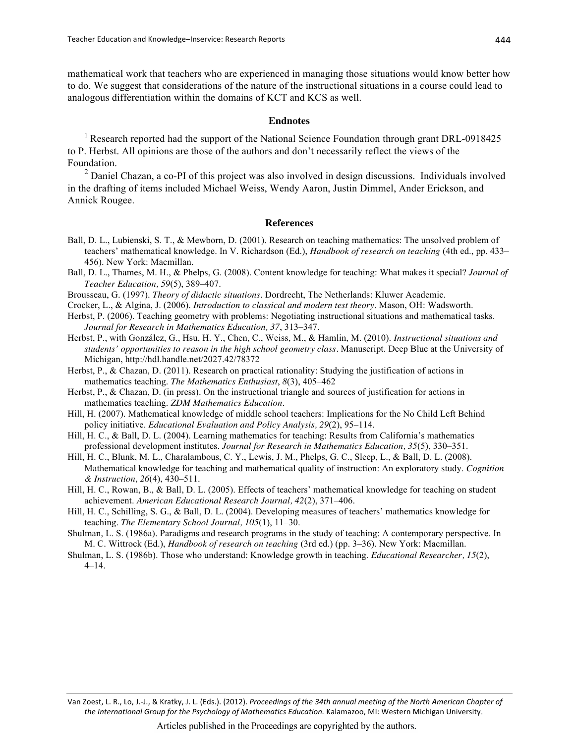mathematical work that teachers who are experienced in managing those situations would know better how to do. We suggest that considerations of the nature of the instructional situations in a course could lead to analogous differentiation within the domains of KCT and KCS as well.

## Endnotes

[1] Research reported had the support of the National Science Foundation through grant DRL-0918425 to P. Herbst. All opinions are those of the authors and don't necessarily reflect the views of the Foundation.

[2] Daniel Chazan, a co-PI of this project was also involved in design discussions. Individuals involved in the drafting of items included Michael Weiss, Wendy Aaron, Justin Dimmel, Ander Erickson, and Annick Rougee.

## References

Ball, D. L., Lubienski, S. T., & Mewborn, D. (2001). Research on teaching mathematics: The unsolved problem of teachers' mathematical knowledge. In V. Richardson (Ed.), *Handbook of research on teaching* (4th ed., pp. 433–456). New York: Macmillan.

Ball, D. L., Thames, M. H., & Phelps, G. (2008). Content knowledge for teaching: What makes it special? *Journal of Teacher Education, 59*(5), 389–407.

Brousseau, G. (1997). *Theory of didactic situations*. Dordrecht, The Netherlands: Kluwer Academic.

Crocker, L., & Algina, J. (2006). *Introduction to classical and modern test theory*. Mason, OH: Wadsworth.

Herbst, P. (2006). Teaching geometry with problems: Negotiating instructional situations and mathematical tasks. *Journal for Research in Mathematics Education, 37*, 313–347.

Herbst, P., with González, G., Hsu, H. Y., Chen, C., Weiss, M., & Hamlin, M. (2010). *Instructional situations and students' opportunities to reason in the high school geometry class*. Manuscript. Deep Blue at the University of Michigan, http://hdl.handle.net/2027.42/78372

Herbst, P., & Chazan, D. (2011). Research on practical rationality: Studying the justification of actions in mathematics teaching. *The Mathematics Enthusiast*, *8*(3), 405–462

Herbst, P., & Chazan, D. (in press). On the instructional triangle and sources of justification for actions in mathematics teaching. *ZDM Mathematics Education*.

Hill, H. (2007). Mathematical knowledge of middle school teachers: Implications for the No Child Left Behind policy initiative. *Educational Evaluation and Policy Analysis, 29*(2), 95–114.

Hill, H. C., & Ball, D. L. (2004). Learning mathematics for teaching: Results from California's mathematics professional development institutes. *Journal for Research in Mathematics Education, 35*(5), 330–351.

Hill, H. C., Blunk, M. L., Charalambous, C. Y., Lewis, J. M., Phelps, G. C., Sleep, L., & Ball, D. L. (2008). Mathematical knowledge for teaching and mathematical quality of instruction: An exploratory study. *Cognition & Instruction, 26*(4), 430–511.

Hill, H. C., Rowan, B., & Ball, D. L. (2005). Effects of teachers' mathematical knowledge for teaching on student achievement. *American Educational Research Journal, 42*(2), 371–406.

Hill, H. C., Schilling, S. G., & Ball, D. L. (2004). Developing measures of teachers' mathematics knowledge for teaching. *The Elementary School Journal, 105*(1), 11–30.

Shulman, L. S. (1986a). Paradigms and research programs in the study of teaching: A contemporary perspective. In M. C. Wittrock (Ed.), *Handbook of research on teaching* (3rd ed.) (pp. 3–36). New York: Macmillan.

Shulman, L. S. (1986b). Those who understand: Knowledge growth in teaching. *Educational Researcher, 15*(2), 4–14.